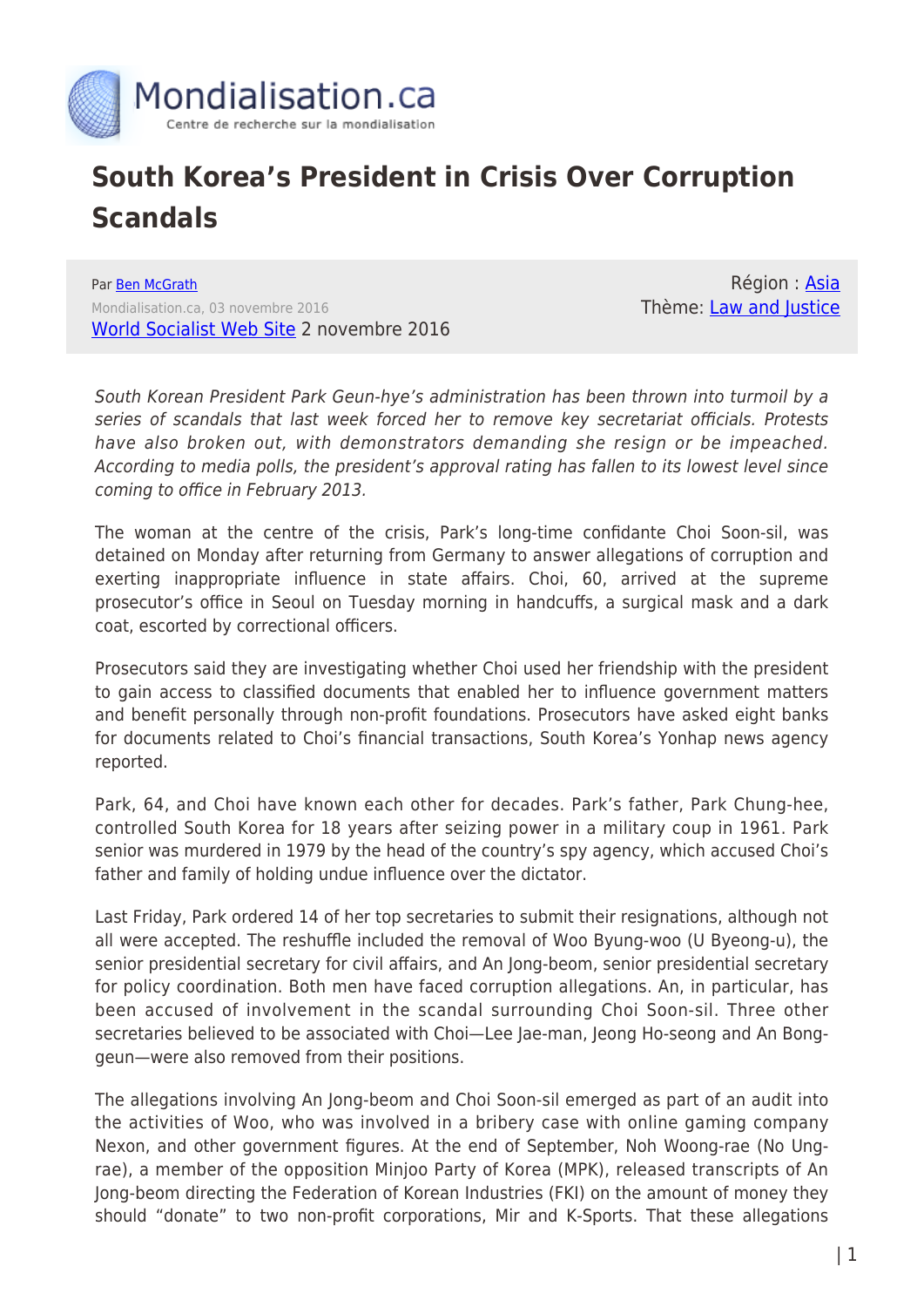# South Korea's President in Crisis Over Corruption Scandals

Par [Ben McGrath](#)
Mondialisation.ca, 03 novembre 2016
[World Socialist Web Site](#) 2 novembre 2016

Région : [Asia](#)
Thème: [Law and Justice](#)

*South Korean President Park Geun-hye's administration has been thrown into turmoil by a series of scandals that last week forced her to remove key secretariat officials. Protests have also broken out, with demonstrators demanding she resign or be impeached. According to media polls, the president's approval rating has fallen to its lowest level since coming to office in February 2013.*

The woman at the centre of the crisis, Park's long-time confidante Choi Soon-sil, was detained on Monday after returning from Germany to answer allegations of corruption and exerting inappropriate influence in state affairs. Choi, 60, arrived at the supreme prosecutor's office in Seoul on Tuesday morning in handcuffs, a surgical mask and a dark coat, escorted by correctional officers.

Prosecutors said they are investigating whether Choi used her friendship with the president to gain access to classified documents that enabled her to influence government matters and benefit personally through non-profit foundations. Prosecutors have asked eight banks for documents related to Choi's financial transactions, South Korea's Yonhap news agency reported.

Park, 64, and Choi have known each other for decades. Park's father, Park Chung-hee, controlled South Korea for 18 years after seizing power in a military coup in 1961. Park senior was murdered in 1979 by the head of the country's spy agency, which accused Choi's father and family of holding undue influence over the dictator.

Last Friday, Park ordered 14 of her top secretaries to submit their resignations, although not all were accepted. The reshuffle included the removal of Woo Byung-woo (U Byeong-u), the senior presidential secretary for civil affairs, and An Jong-beom, senior presidential secretary for policy coordination. Both men have faced corruption allegations. An, in particular, has been accused of involvement in the scandal surrounding Choi Soon-sil. Three other secretaries believed to be associated with Choi—Lee Jae-man, Jeong Ho-seong and An Bong-geun—were also removed from their positions.

The allegations involving An Jong-beom and Choi Soon-sil emerged as part of an audit into the activities of Woo, who was involved in a bribery case with online gaming company Nexon, and other government figures. At the end of September, Noh Woong-rae (No Ung-rae), a member of the opposition Minjoo Party of Korea (MPK), released transcripts of An Jong-beom directing the Federation of Korean Industries (FKI) on the amount of money they should "donate" to two non-profit corporations, Mir and K-Sports. That these allegations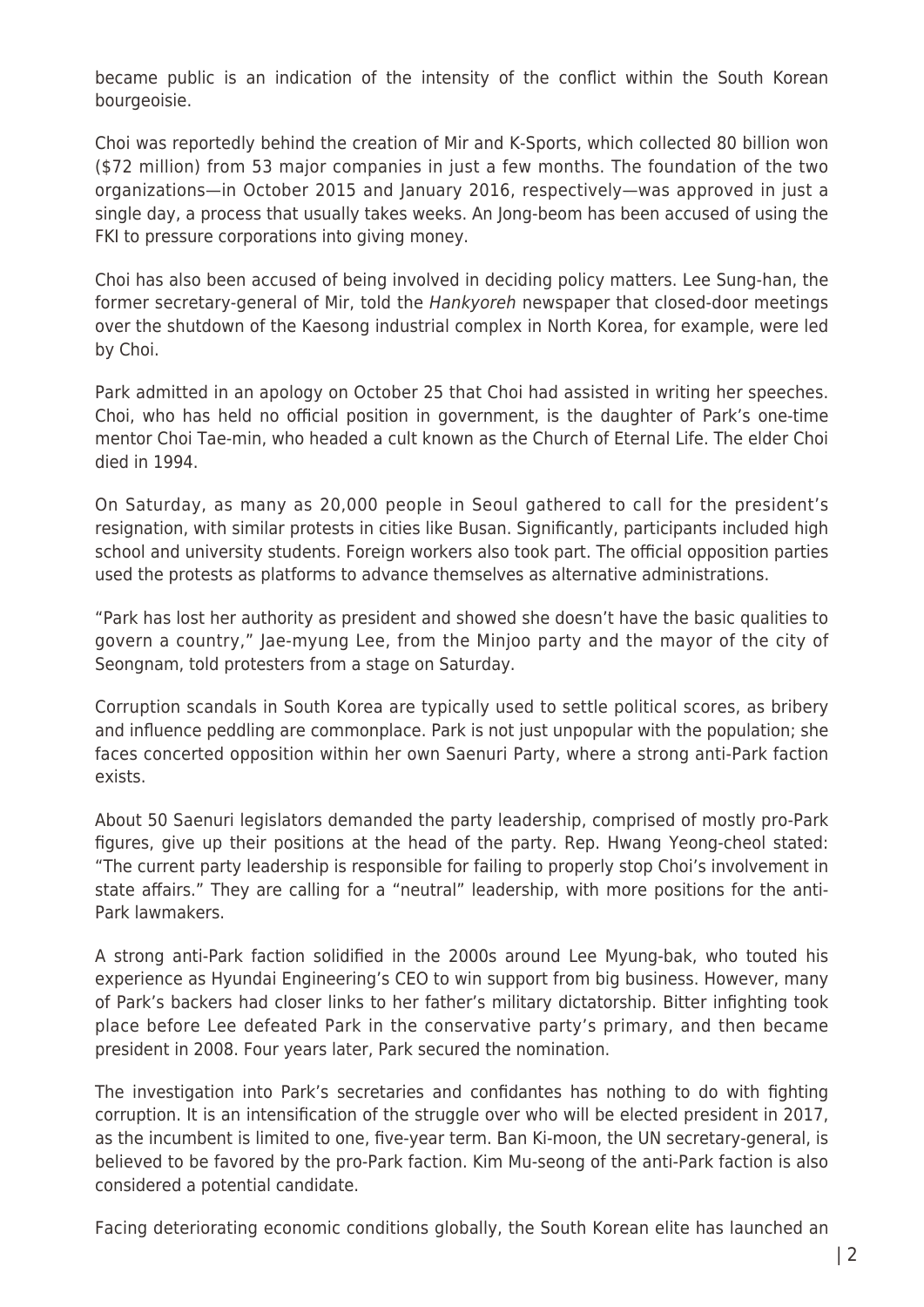became public is an indication of the intensity of the conflict within the South Korean bourgeoisie.

Choi was reportedly behind the creation of Mir and K-Sports, which collected 80 billion won ($72 million) from 53 major companies in just a few months. The foundation of the two organizations—in October 2015 and January 2016, respectively—was approved in just a single day, a process that usually takes weeks. An Jong-beom has been accused of using the FKI to pressure corporations into giving money.

Choi has also been accused of being involved in deciding policy matters. Lee Sung-han, the former secretary-general of Mir, told the *Hankyoreh* newspaper that closed-door meetings over the shutdown of the Kaesong industrial complex in North Korea, for example, were led by Choi.

Park admitted in an apology on October 25 that Choi had assisted in writing her speeches. Choi, who has held no official position in government, is the daughter of Park's one-time mentor Choi Tae-min, who headed a cult known as the Church of Eternal Life. The elder Choi died in 1994.

On Saturday, as many as 20,000 people in Seoul gathered to call for the president's resignation, with similar protests in cities like Busan. Significantly, participants included high school and university students. Foreign workers also took part. The official opposition parties used the protests as platforms to advance themselves as alternative administrations.

"Park has lost her authority as president and showed she doesn't have the basic qualities to govern a country," Jae-myung Lee, from the Minjoo party and the mayor of the city of Seongnam, told protesters from a stage on Saturday.

Corruption scandals in South Korea are typically used to settle political scores, as bribery and influence peddling are commonplace. Park is not just unpopular with the population; she faces concerted opposition within her own Saenuri Party, where a strong anti-Park faction exists.

About 50 Saenuri legislators demanded the party leadership, comprised of mostly pro-Park figures, give up their positions at the head of the party. Rep. Hwang Yeong-cheol stated: "The current party leadership is responsible for failing to properly stop Choi's involvement in state affairs." They are calling for a "neutral" leadership, with more positions for the anti-Park lawmakers.

A strong anti-Park faction solidified in the 2000s around Lee Myung-bak, who touted his experience as Hyundai Engineering's CEO to win support from big business. However, many of Park's backers had closer links to her father's military dictatorship. Bitter infighting took place before Lee defeated Park in the conservative party's primary, and then became president in 2008. Four years later, Park secured the nomination.

The investigation into Park's secretaries and confidantes has nothing to do with fighting corruption. It is an intensification of the struggle over who will be elected president in 2017, as the incumbent is limited to one, five-year term. Ban Ki-moon, the UN secretary-general, is believed to be favored by the pro-Park faction. Kim Mu-seong of the anti-Park faction is also considered a potential candidate.

Facing deteriorating economic conditions globally, the South Korean elite has launched an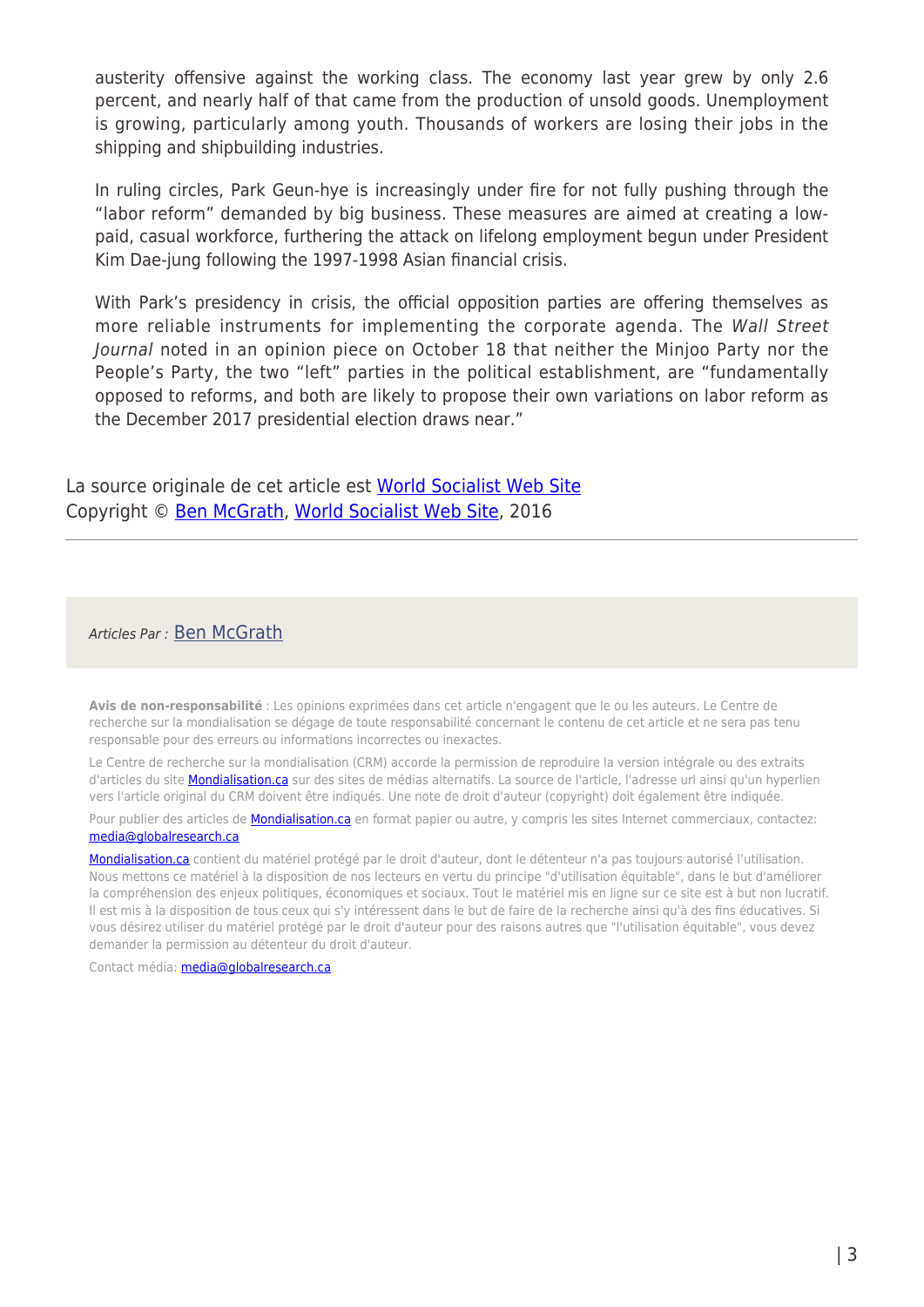austerity offensive against the working class. The economy last year grew by only 2.6 percent, and nearly half of that came from the production of unsold goods. Unemployment is growing, particularly among youth. Thousands of workers are losing their jobs in the shipping and shipbuilding industries.

In ruling circles, Park Geun-hye is increasingly under fire for not fully pushing through the "labor reform" demanded by big business. These measures are aimed at creating a low-paid, casual workforce, furthering the attack on lifelong employment begun under President Kim Dae-jung following the 1997-1998 Asian financial crisis.

With Park's presidency in crisis, the official opposition parties are offering themselves as more reliable instruments for implementing the corporate agenda. The *Wall Street Journal* noted in an opinion piece on October 18 that neither the Minjoo Party nor the People's Party, the two "left" parties in the political establishment, are "fundamentally opposed to reforms, and both are likely to propose their own variations on labor reform as the December 2017 presidential election draws near."

La source originale de cet article est World Socialist Web Site
Copyright © Ben McGrath, World Socialist Web Site, 2016

---

*Articles Par :* Ben McGrath

**Avis de non-responsabilité** : Les opinions exprimées dans cet article n'engagent que le ou les auteurs. Le Centre de recherche sur la mondialisation se dégage de toute responsabilité concernant le contenu de cet article et ne sera pas tenu responsable pour des erreurs ou informations incorrectes ou inexactes.

Le Centre de recherche sur la mondialisation (CRM) accorde la permission de reproduire la version intégrale ou des extraits d'articles du site Mondialisation.ca sur des sites de médias alternatifs. La source de l'article, l'adresse url ainsi qu'un hyperlien vers l'article original du CRM doivent être indiqués. Une note de droit d'auteur (copyright) doit également être indiquée.

Pour publier des articles de Mondialisation.ca en format papier ou autre, y compris les sites Internet commerciaux, contactez: media@globalresearch.ca

Mondialisation.ca contient du matériel protégé par le droit d'auteur, dont le détenteur n'a pas toujours autorisé l'utilisation. Nous mettons ce matériel à la disposition de nos lecteurs en vertu du principe "d'utilisation équitable", dans le but d'améliorer la compréhension des enjeux politiques, économiques et sociaux. Tout le matériel mis en ligne sur ce site est à but non lucratif. Il est mis à la disposition de tous ceux qui s'y intéressent dans le but de faire de la recherche ainsi qu'à des fins éducatives. Si vous désirez utiliser du matériel protégé par le droit d'auteur pour des raisons autres que "l'utilisation équitable", vous devez demander la permission au détenteur du droit d'auteur.

Contact média: media@globalresearch.ca